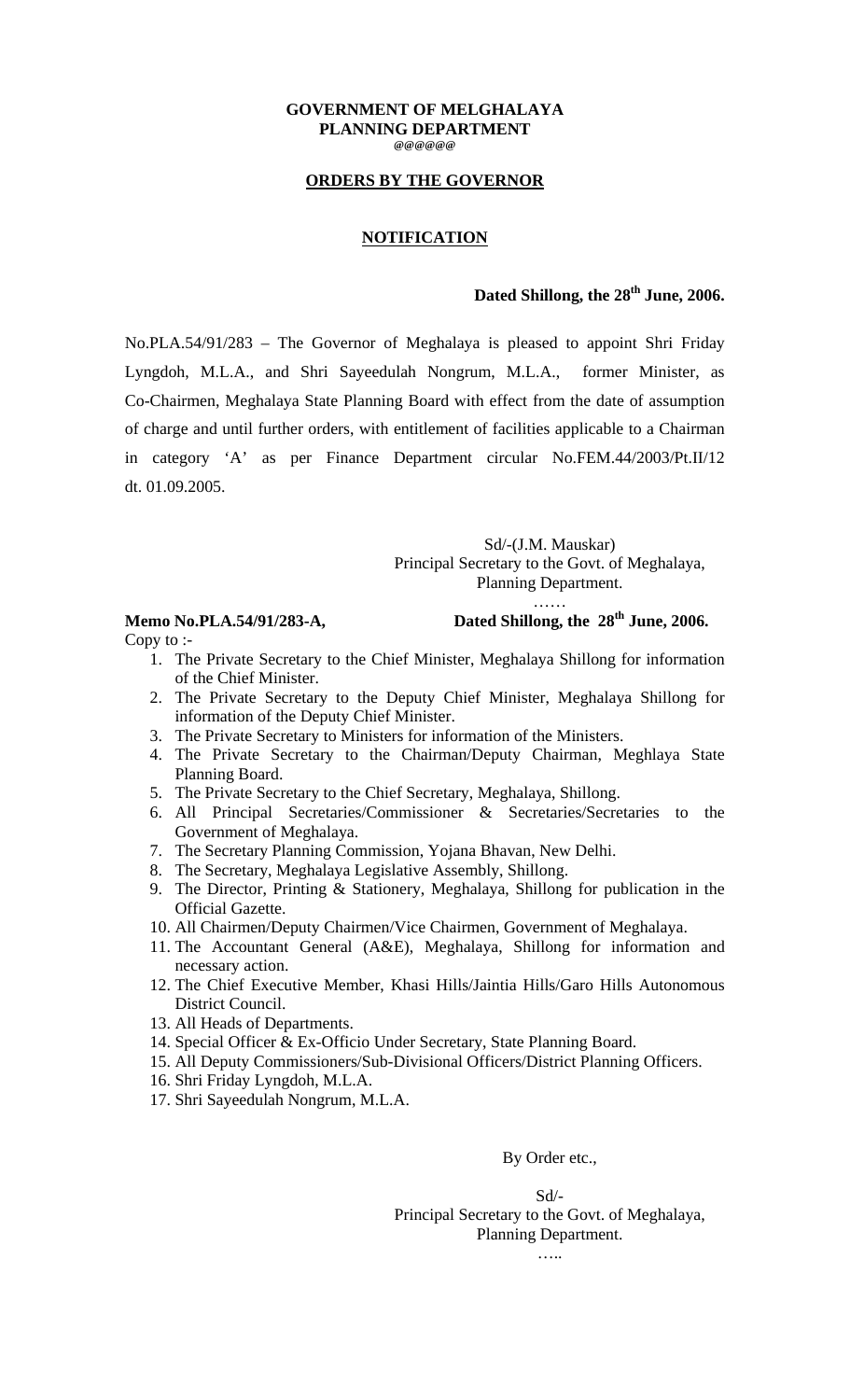**GOVERNMENT OF MELGHALAYA**
**PLANNING DEPARTMENT**
@@@@@@

**ORDERS BY THE GOVERNOR**

**NOTIFICATION**

**Dated Shillong, the 28th June, 2006.**

No.PLA.54/91/283 – The Governor of Meghalaya is pleased to appoint Shri Friday Lyngdoh, M.L.A., and Shri Sayeedulah Nongrum, M.L.A., former Minister, as Co-Chairmen, Meghalaya State Planning Board with effect from the date of assumption of charge and until further orders, with entitlement of facilities applicable to a Chairman in category 'A' as per Finance Department circular No.FEM.44/2003/Pt.II/12 dt. 01.09.2005.

Sd/-(J.M. Mauskar)
Principal Secretary to the Govt. of Meghalaya,
Planning Department.
……

**Memo No.PLA.54/91/283-A,** **Dated Shillong, the 28th June, 2006.**

Copy to :-

1. The Private Secretary to the Chief Minister, Meghalaya Shillong for information of the Chief Minister.
2. The Private Secretary to the Deputy Chief Minister, Meghalaya Shillong for information of the Deputy Chief Minister.
3. The Private Secretary to Ministers for information of the Ministers.
4. The Private Secretary to the Chairman/Deputy Chairman, Meghlaya State Planning Board.
5. The Private Secretary to the Chief Secretary, Meghalaya, Shillong.
6. All Principal Secretaries/Commissioner & Secretaries/Secretaries to the Government of Meghalaya.
7. The Secretary Planning Commission, Yojana Bhavan, New Delhi.
8. The Secretary, Meghalaya Legislative Assembly, Shillong.
9. The Director, Printing & Stationery, Meghalaya, Shillong for publication in the Official Gazette.
10. All Chairmen/Deputy Chairmen/Vice Chairmen, Government of Meghalaya.
11. The Accountant General (A&E), Meghalaya, Shillong for information and necessary action.
12. The Chief Executive Member, Khasi Hills/Jaintia Hills/Garo Hills Autonomous District Council.
13. All Heads of Departments.
14. Special Officer & Ex-Officio Under Secretary, State Planning Board.
15. All Deputy Commissioners/Sub-Divisional Officers/District Planning Officers.
16. Shri Friday Lyngdoh, M.L.A.
17. Shri Sayeedulah Nongrum, M.L.A.

By Order etc.,

Sd/-
Principal Secretary to the Govt. of Meghalaya,
Planning Department.
…..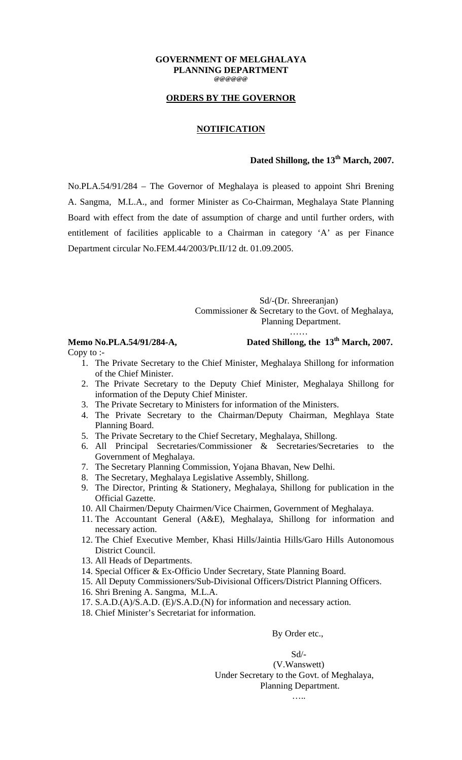**GOVERNMENT OF MELGHALAYA**
**PLANNING DEPARTMENT**
@@@@@@

**ORDERS BY THE GOVERNOR**

**NOTIFICATION**

**Dated Shillong, the 13th March, 2007.**

No.PLA.54/91/284 – The Governor of Meghalaya is pleased to appoint Shri Brening A. Sangma, M.L.A., and former Minister as Co-Chairman, Meghalaya State Planning Board with effect from the date of assumption of charge and until further orders, with entitlement of facilities applicable to a Chairman in category 'A' as per Finance Department circular No.FEM.44/2003/Pt.II/12 dt. 01.09.2005.

Sd/-(Dr. Shreeranjan)
Commissioner & Secretary to the Govt. of Meghalaya,
Planning Department.
……

**Memo No.PLA.54/91/284-A,** **Dated Shillong, the 13th March, 2007.**

Copy to :-

1. The Private Secretary to the Chief Minister, Meghalaya Shillong for information of the Chief Minister.
2. The Private Secretary to the Deputy Chief Minister, Meghalaya Shillong for information of the Deputy Chief Minister.
3. The Private Secretary to Ministers for information of the Ministers.
4. The Private Secretary to the Chairman/Deputy Chairman, Meghlaya State Planning Board.
5. The Private Secretary to the Chief Secretary, Meghalaya, Shillong.
6. All Principal Secretaries/Commissioner & Secretaries/Secretaries to the Government of Meghalaya.
7. The Secretary Planning Commission, Yojana Bhavan, New Delhi.
8. The Secretary, Meghalaya Legislative Assembly, Shillong.
9. The Director, Printing & Stationery, Meghalaya, Shillong for publication in the Official Gazette.
10. All Chairmen/Deputy Chairmen/Vice Chairmen, Government of Meghalaya.
11. The Accountant General (A&E), Meghalaya, Shillong for information and necessary action.
12. The Chief Executive Member, Khasi Hills/Jaintia Hills/Garo Hills Autonomous District Council.
13. All Heads of Departments.
14. Special Officer & Ex-Officio Under Secretary, State Planning Board.
15. All Deputy Commissioners/Sub-Divisional Officers/District Planning Officers.
16. Shri Brening A. Sangma, M.L.A.
17. S.A.D.(A)/S.A.D. (E)/S.A.D.(N) for information and necessary action.
18. Chief Minister's Secretariat for information.

By Order etc.,

Sd/-
(V.Wanswett)
Under Secretary to the Govt. of Meghalaya,
Planning Department.
…..